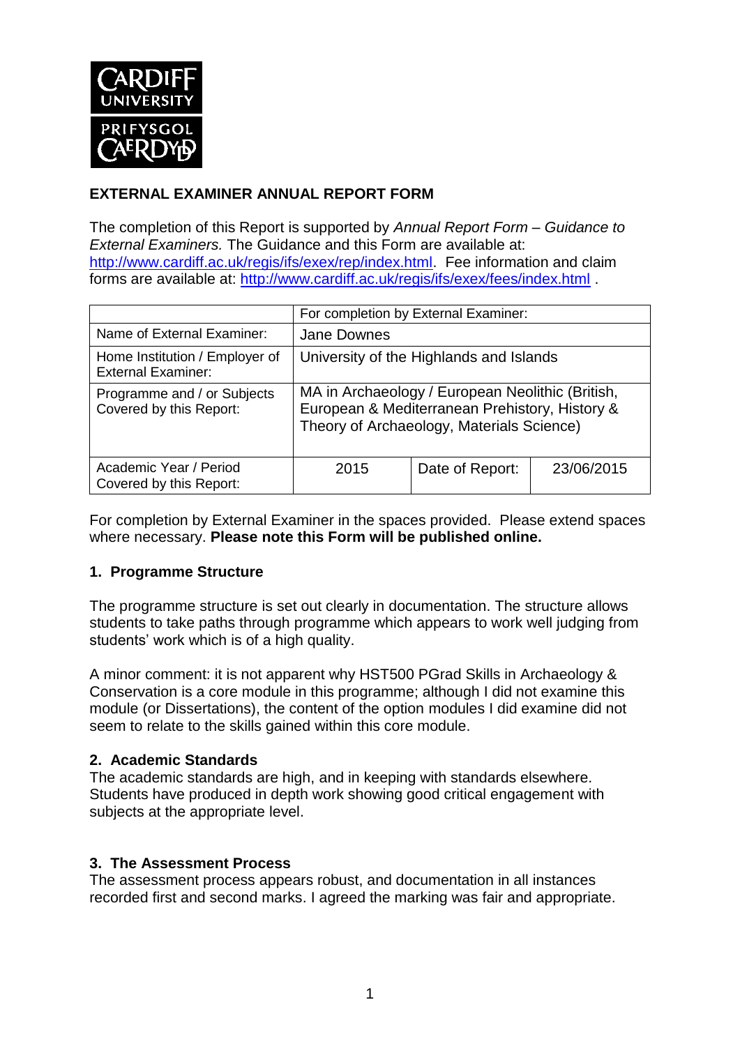**CARDIFF UNIVERSITY**
**PRIFYSGOL CAERDYDD**

## EXTERNAL EXAMINER ANNUAL REPORT FORM

The completion of this Report is supported by *Annual Report Form – Guidance to External Examiners.* The Guidance and this Form are available at: http://www.cardiff.ac.uk/regis/ifs/exex/rep/index.html. Fee information and claim forms are available at: http://www.cardiff.ac.uk/regis/ifs/exex/fees/index.html .

| | For completion by External Examiner: | | |
|---|---|---|---|
| Name of External Examiner: | Jane Downes | | |
| Home Institution / Employer of External Examiner: | University of the Highlands and Islands | | |
| Programme and / or Subjects Covered by this Report: | MA in Archaeology / European Neolithic (British, European & Mediterranean Prehistory, History & Theory of Archaeology, Materials Science) | | |
| Academic Year / Period Covered by this Report: | 2015 | Date of Report: | 23/06/2015 |

For completion by External Examiner in the spaces provided. Please extend spaces where necessary. **Please note this Form will be published online.**

### 1. Programme Structure

The programme structure is set out clearly in documentation. The structure allows students to take paths through programme which appears to work well judging from students' work which is of a high quality.

A minor comment: it is not apparent why HST500 PGrad Skills in Archaeology & Conservation is a core module in this programme; although I did not examine this module (or Dissertations), the content of the option modules I did examine did not seem to relate to the skills gained within this core module.

### 2. Academic Standards

The academic standards are high, and in keeping with standards elsewhere. Students have produced in depth work showing good critical engagement with subjects at the appropriate level.

### 3. The Assessment Process

The assessment process appears robust, and documentation in all instances recorded first and second marks. I agreed the marking was fair and appropriate.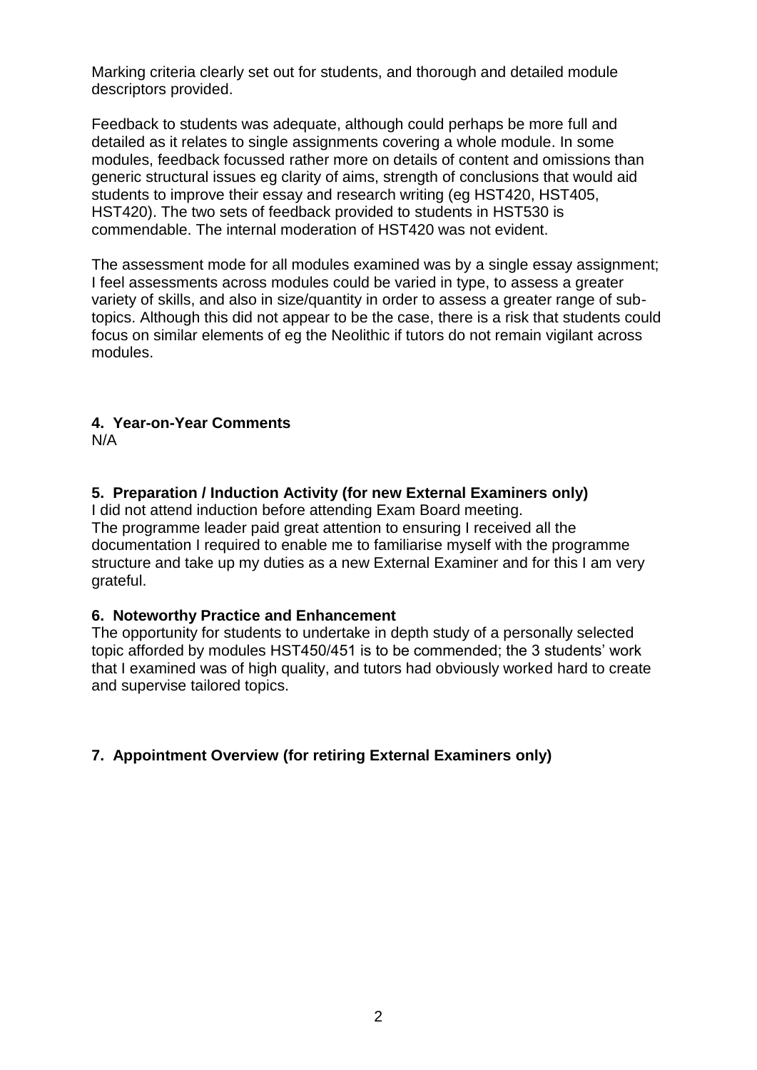Marking criteria clearly set out for students, and thorough and detailed module descriptors provided.

Feedback to students was adequate, although could perhaps be more full and detailed as it relates to single assignments covering a whole module. In some modules, feedback focussed rather more on details of content and omissions than generic structural issues eg clarity of aims, strength of conclusions that would aid students to improve their essay and research writing (eg HST420, HST405, HST420). The two sets of feedback provided to students in HST530 is commendable. The internal moderation of HST420 was not evident.

The assessment mode for all modules examined was by a single essay assignment; I feel assessments across modules could be varied in type, to assess a greater variety of skills, and also in size/quantity in order to assess a greater range of sub-topics. Although this did not appear to be the case, there is a risk that students could focus on similar elements of eg the Neolithic if tutors do not remain vigilant across modules.

## 4. Year-on-Year Comments

N/A

## 5. Preparation / Induction Activity (for new External Examiners only)

I did not attend induction before attending Exam Board meeting.
The programme leader paid great attention to ensuring I received all the documentation I required to enable me to familiarise myself with the programme structure and take up my duties as a new External Examiner and for this I am very grateful.

## 6. Noteworthy Practice and Enhancement

The opportunity for students to undertake in depth study of a personally selected topic afforded by modules HST450/451 is to be commended; the 3 students' work that I examined was of high quality, and tutors had obviously worked hard to create and supervise tailored topics.

## 7. Appointment Overview (for retiring External Examiners only)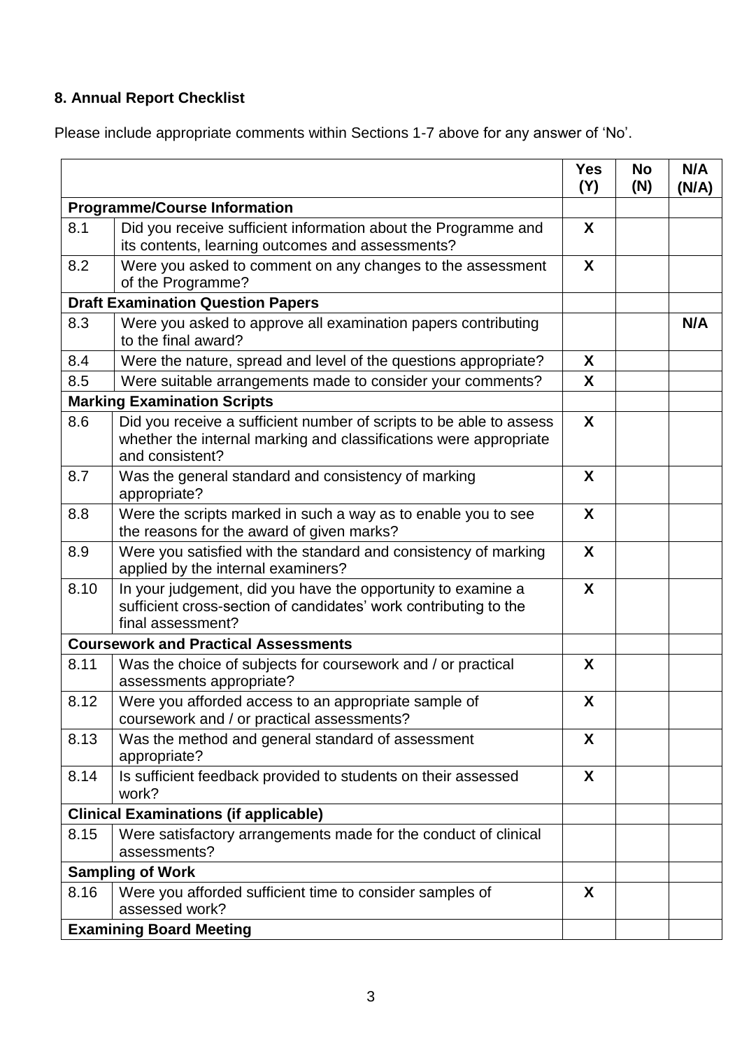## 8. Annual Report Checklist

Please include appropriate comments within Sections 1-7 above for any answer of 'No'.

| | | Yes (Y) | No (N) | N/A (N/A) |
|---|---|---|---|---|
| **Programme/Course Information** | | | | |
| 8.1 | Did you receive sufficient information about the Programme and its contents, learning outcomes and assessments? | X | | |
| 8.2 | Were you asked to comment on any changes to the assessment of the Programme? | X | | |
| **Draft Examination Question Papers** | | | | |
| 8.3 | Were you asked to approve all examination papers contributing to the final award? | | | N/A |
| 8.4 | Were the nature, spread and level of the questions appropriate? | X | | |
| 8.5 | Were suitable arrangements made to consider your comments? | X | | |
| **Marking Examination Scripts** | | | | |
| 8.6 | Did you receive a sufficient number of scripts to be able to assess whether the internal marking and classifications were appropriate and consistent? | X | | |
| 8.7 | Was the general standard and consistency of marking appropriate? | X | | |
| 8.8 | Were the scripts marked in such a way as to enable you to see the reasons for the award of given marks? | X | | |
| 8.9 | Were you satisfied with the standard and consistency of marking applied by the internal examiners? | X | | |
| 8.10 | In your judgement, did you have the opportunity to examine a sufficient cross-section of candidates' work contributing to the final assessment? | X | | |
| **Coursework and Practical Assessments** | | | | |
| 8.11 | Was the choice of subjects for coursework and / or practical assessments appropriate? | X | | |
| 8.12 | Were you afforded access to an appropriate sample of coursework and / or practical assessments? | X | | |
| 8.13 | Was the method and general standard of assessment appropriate? | X | | |
| 8.14 | Is sufficient feedback provided to students on their assessed work? | X | | |
| **Clinical Examinations (if applicable)** | | | | |
| 8.15 | Were satisfactory arrangements made for the conduct of clinical assessments? | | | |
| **Sampling of Work** | | | | |
| 8.16 | Were you afforded sufficient time to consider samples of assessed work? | X | | |
| **Examining Board Meeting** | | | | |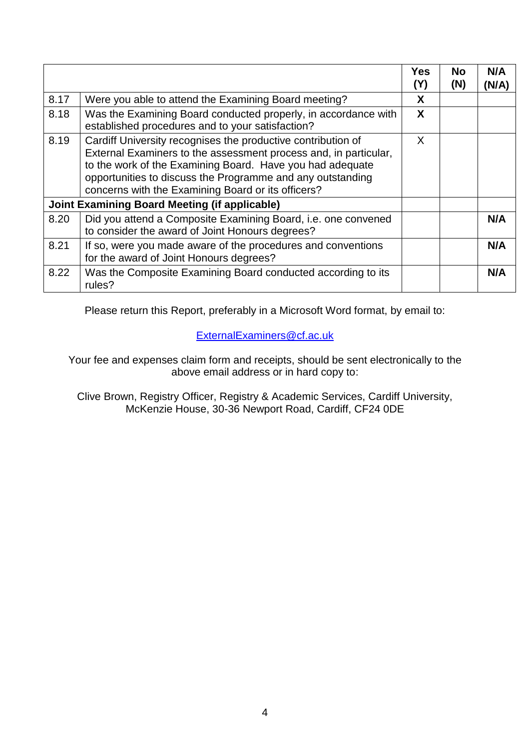| | | Yes (Y) | No (N) | N/A (N/A) |
|---|---|---|---|---|
| 8.17 | Were you able to attend the Examining Board meeting? | **X** | | |
| 8.18 | Was the Examining Board conducted properly, in accordance with established procedures and to your satisfaction? | **X** | | |
| 8.19 | Cardiff University recognises the productive contribution of External Examiners to the assessment process and, in particular, to the work of the Examining Board. Have you had adequate opportunities to discuss the Programme and any outstanding concerns with the Examining Board or its officers? | X | | |
| **Joint Examining Board Meeting (if applicable)** | | | | |
| 8.20 | Did you attend a Composite Examining Board, i.e. one convened to consider the award of Joint Honours degrees? | | | **N/A** |
| 8.21 | If so, were you made aware of the procedures and conventions for the award of Joint Honours degrees? | | | **N/A** |
| 8.22 | Was the Composite Examining Board conducted according to its rules? | | | **N/A** |

Please return this Report, preferably in a Microsoft Word format, by email to:

ExternalExaminers@cf.ac.uk

Your fee and expenses claim form and receipts, should be sent electronically to the above email address or in hard copy to:

Clive Brown, Registry Officer, Registry & Academic Services, Cardiff University, McKenzie House, 30-36 Newport Road, Cardiff, CF24 0DE